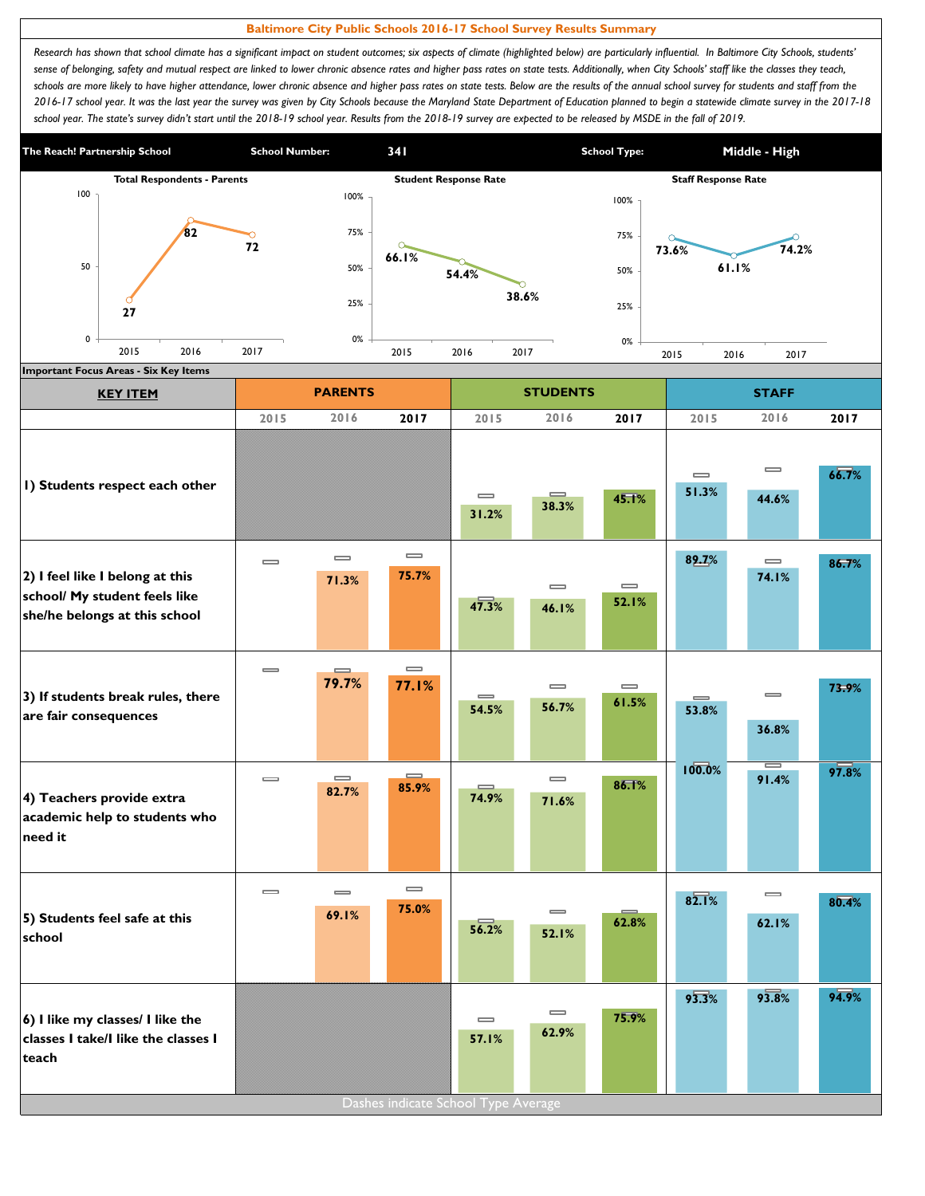# Baltimore City Public Schools 2016-17 School Survey Results Summary

*Research has shown that school climate has a significant impact on student outcomes; six aspects of climate (highlighted below) are particularly influential. In Baltimore City Schools, students' sense of belonging, safety and mutual respect are linked to lower chronic absence rates and higher pass rates on state tests. Additionally, when City Schools' staff like the classes they teach, schools are more likely to have higher attendance, lower chronic absence and higher pass rates on state tests. Below are the results of the annual school survey for students and staff from the 2016-17 school year. It was the last year the survey was given by City Schools because the Maryland State Department of Education planned to begin a statewide climate survey in the 2017-18 school year. The state's survey didn't start until the 2018-19 school year. Results from the 2018-19 survey are expected to be released by MSDE in the fall of 2019.*

**The Reach! Partnership School** | **School Number:** 341 | **School Type:** Middle - High

Total Respondents - Parents
100
50
0
27
82
72
2015 2016 2017

Student Response Rate
100%
75%
50%
25%
0%
66.1%
54.4%
38.6%
2015 2016 2017

Staff Response Rate
100%
75%
50%
25%
0%
73.6%
61.1%
74.2%
2015 2016 2017

**Important Focus Areas - Six Key Items**

KEY ITEM | PARENTS | STUDENTS | STAFF
2015 2016 2017 | 2015 2016 2017 | 2015 2016 2017

1) Students respect each other
31.2% 38.3% 45.1%
51.3% 44.6% 66.7%

2) I feel like I belong at this school/ My student feels like she/he belongs at this school
71.3% 75.7%
47.3% 46.1% 52.1%
89.7% 74.1% 86.7%

3) If students break rules, there are fair consequences
79.7% 77.1%
54.5% 56.7% 61.5%
53.8% 36.8% 73.9%

4) Teachers provide extra academic help to students who need it
82.7% 85.9%
74.9% 71.6% 86.1%
100.0% 91.4% 97.8%

5) Students feel safe at this school
69.1% 75.0%
56.2% 52.1% 62.8%
82.1% 62.1% 80.4%

6) I like my classes/ I like the classes I take/I like the classes I teach
57.1% 62.9% 75.9%
93.3% 93.8% 94.9%

Dashes indicate School Type Average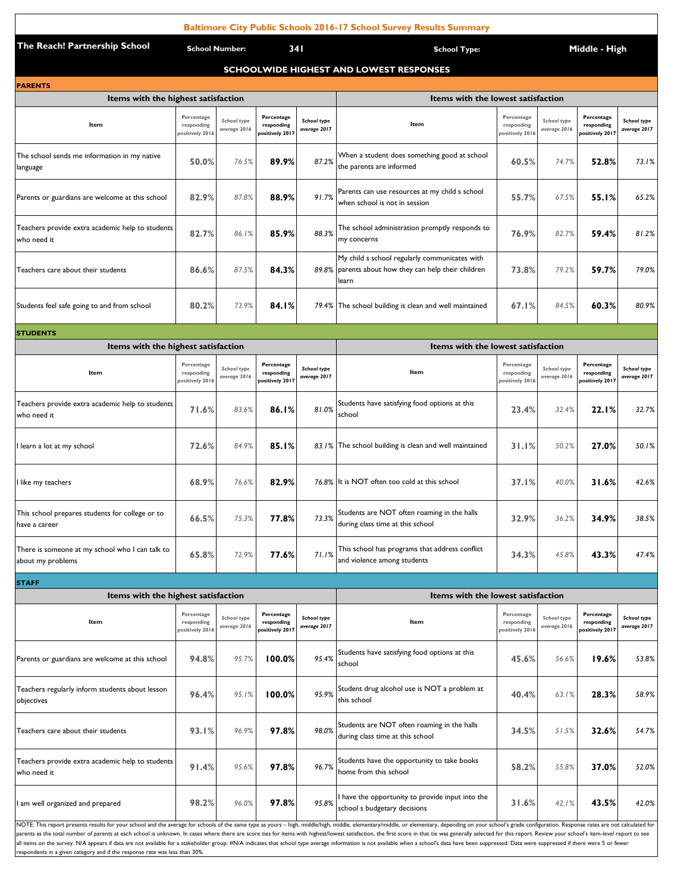# Baltimore City Public Schools 2016-17 School Survey Results Summary

**The Reach! Partnership School** | **School Number:** 341 | **School Type:** Middle - High

## SCHOOLWIDE HIGHEST AND LOWEST RESPONSES

### PARENTS

| Items with the highest satisfaction | | | | | Items with the lowest satisfaction | | | | |
|---|---|---|---|---|---|---|---|---|---|
| **Item** | **Percentage responding positively 2016** | ***School type average 2016*** | **Percentage responding positively 2017** | ***School type average 2017*** | **Item** | **Percentage responding positively 2016** | ***School type average 2016*** | **Percentage responding positively 2017** | ***School type average 2017*** |
| The school sends me information in my native language | 50.0% | *76.5%* | **89.9%** | *87.2%* | When a student does something good at school the parents are informed | 60.5% | *74.7%* | **52.8%** | *73.1%* |
| Parents or guardians are welcome at this school | 82.9% | *87.8%* | **88.9%** | *91.7%* | Parents can use resources at my child s school when school is not in session | 55.7% | *67.5%* | **55.1%** | *65.2%* |
| Teachers provide extra academic help to students who need it | 82.7% | *86.1%* | **85.9%** | *88.3%* | The school administration promptly responds to my concerns | 76.9% | *82.7%* | **59.4%** | *81.2%* |
| Teachers care about their students | 86.6% | *87.5%* | **84.3%** | *89.8%* | My child s school regularly communicates with parents about how they can help their children learn | 73.8% | *79.2%* | **59.7%** | *79.0%* |
| Students feel safe going to and from school | 80.2% | *73.9%* | **84.1%** | *79.4%* | The school building is clean and well maintained | 67.1% | *84.5%* | **60.3%** | *80.9%* |

### STUDENTS

| Items with the highest satisfaction | | | | | Items with the lowest satisfaction | | | | |
|---|---|---|---|---|---|---|---|---|---|
| **Item** | **Percentage responding positively 2016** | ***School type average 2016*** | **Percentage responding positively 2017** | ***School type average 2017*** | **Item** | **Percentage responding positively 2016** | ***School type average 2016*** | **Percentage responding positively 2017** | ***School type average 2017*** |
| Teachers provide extra academic help to students who need it | 71.6% | *83.6%* | **86.1%** | *81.0%* | Students have satisfying food options at this school | 23.4% | *32.4%* | **22.1%** | *32.7%* |
| I learn a lot at my school | 72.6% | *84.9%* | **85.1%** | *83.1%* | The school building is clean and well maintained | 31.1% | *50.2%* | **27.0%** | *50.1%* |
| I like my teachers | 68.9% | *76.6%* | **82.9%** | *76.8%* | It is NOT often too cold at this school | 37.1% | *40.0%* | **31.6%** | *42.6%* |
| This school prepares students for college or to have a career | 66.5% | *75.3%* | **77.8%** | *73.3%* | Students are NOT often roaming in the halls during class time at this school | 32.9% | *36.2%* | **34.9%** | *38.5%* |
| There is someone at my school who I can talk to about my problems | 65.8% | *72.9%* | **77.6%** | *71.1%* | This school has programs that address conflict and violence among students | 34.3% | *45.8%* | **43.3%** | *47.4%* |

### STAFF

| Items with the highest satisfaction | | | | | Items with the lowest satisfaction | | | | |
|---|---|---|---|---|---|---|---|---|---|
| **Item** | **Percentage responding positively 2016** | ***School type average 2016*** | **Percentage responding positively 2017** | ***School type average 2017*** | **Item** | **Percentage responding positively 2016** | ***School type average 2016*** | **Percentage responding positively 2017** | ***School type average 2017*** |
| Parents or guardians are welcome at this school | 94.8% | *95.7%* | **100.0%** | *95.4%* | Students have satisfying food options at this school | 45.6% | *56.6%* | **19.6%** | *53.8%* |
| Teachers regularly inform students about lesson objectives | 96.4% | *95.1%* | **100.0%** | *95.9%* | Student drug alcohol use is NOT a problem at this school | 40.4% | *63.1%* | **28.3%** | *58.9%* |
| Teachers care about their students | 93.1% | *96.9%* | **97.8%** | *98.0%* | Students are NOT often roaming in the halls during class time at this school | 34.5% | *51.5%* | **32.6%** | *54.7%* |
| Teachers provide extra academic help to students who need it | 91.4% | *95.6%* | **97.8%** | *96.7%* | Students have the opportunity to take books home from this school | 58.2% | *55.8%* | **37.0%** | *52.0%* |
| I am well organized and prepared | 98.2% | *96.0%* | **97.8%** | *95.8%* | I have the opportunity to provide input into the school s budgetary decisions | 31.6% | *42.1%* | **43.5%** | *42.0%* |

NOTE: This report presents results for your school and the average for schools of the same type as yours – high, middle/high, middle, elementary/middle, or elementary, depending on your school's grade configuration. Response rates are not calculated for parents as the total number of parents at each school is unknown. In cases where there are score ties for items with highest/lowest satisfaction, the first score in that tie was generally selected for this report. Review your school's item-level report to see all items on the survey. N/A appears if data are not available for a stakeholder group. #N/A indicates that school type average information is not available when a school's data have been suppressed. Data were suppressed if there were 5 or fewer respondents in a given category and if the response rate was less than 30%.